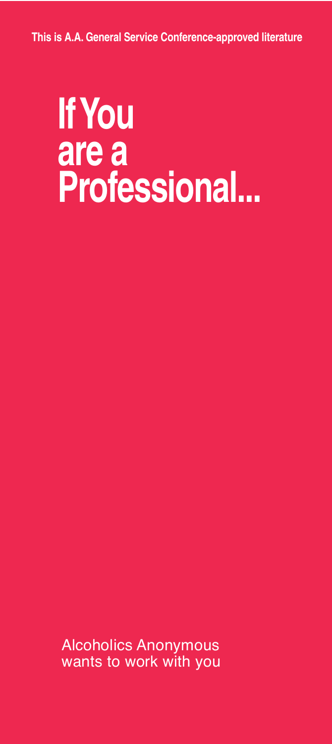This is A.A. General Service Conference-approved literature

# If You are a Professional...

Alcoholics Anonymous wants to work with you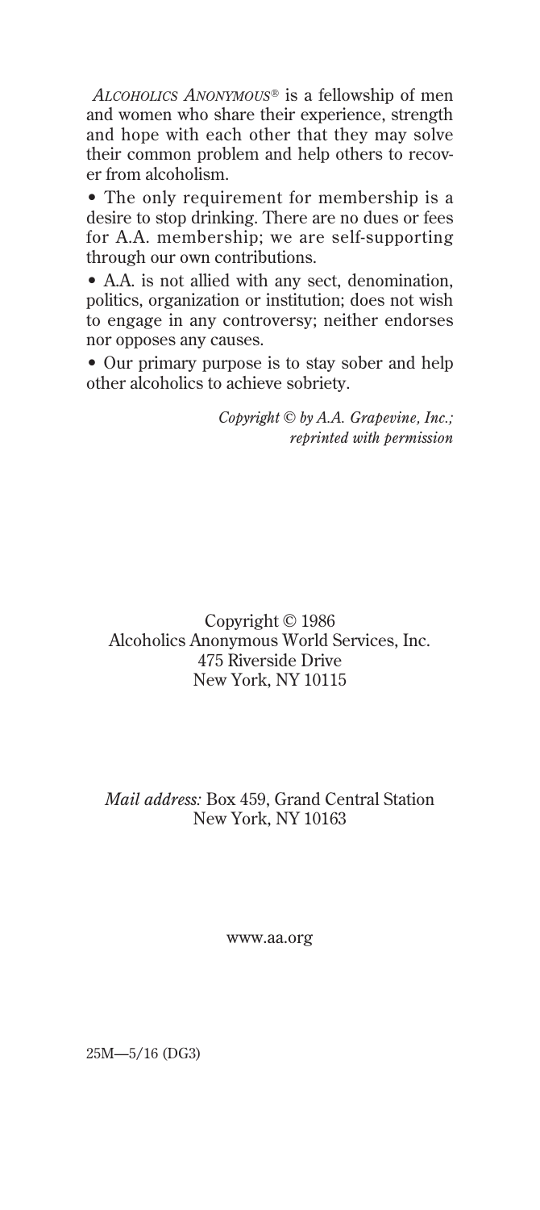*Alcoholics Anonymous*® is a fellowship of men and women who share their experience, strength and hope with each other that they may solve their common problem and help others to recover from alcoholism.

- The only requirement for membership is a desire to stop drinking. There are no dues or fees for A.A. membership; we are self-supporting through our own contributions.
- A.A. is not allied with any sect, denomination, politics, organization or institution; does not wish to engage in any controversy; neither endorses nor opposes any causes.
- Our primary purpose is to stay sober and help other alcoholics to achieve sobriety.

*Copyright © by A.A. Grapevine, Inc.; reprinted with permission*

Copyright © 1986
Alcoholics Anonymous World Services, Inc.
475 Riverside Drive
New York, NY 10115

*Mail address:* Box 459, Grand Central Station
New York, NY 10163

www.aa.org

25M—5/16 (DG3)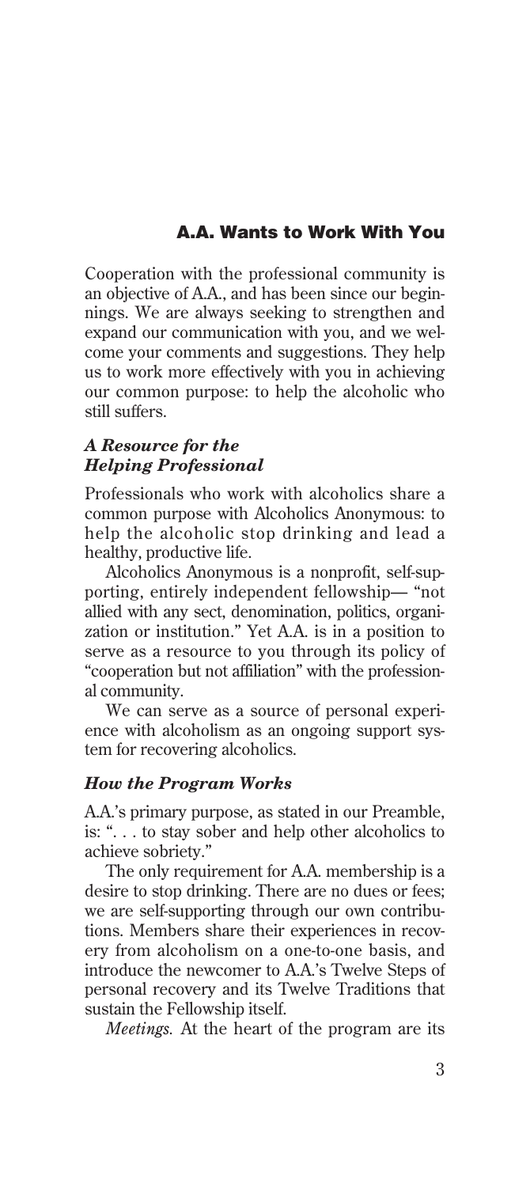## A.A. Wants to Work With You

Cooperation with the professional community is an objective of A.A., and has been since our beginnings. We are always seeking to strengthen and expand our communication with you, and we welcome your comments and suggestions. They help us to work more effectively with you in achieving our common purpose: to help the alcoholic who still suffers.

### *A Resource for the Helping Professional*

Professionals who work with alcoholics share a common purpose with Alcoholics Anonymous: to help the alcoholic stop drinking and lead a healthy, productive life.

Alcoholics Anonymous is a nonprofit, self-supporting, entirely independent fellowship— "not allied with any sect, denomination, politics, organization or institution." Yet A.A. is in a position to serve as a resource to you through its policy of "cooperation but not affiliation" with the professional community.

We can serve as a source of personal experience with alcoholism as an ongoing support system for recovering alcoholics.

### *How the Program Works*

A.A.'s primary purpose, as stated in our Preamble, is: ". . . to stay sober and help other alcoholics to achieve sobriety."

The only requirement for A.A. membership is a desire to stop drinking. There are no dues or fees; we are self-supporting through our own contributions. Members share their experiences in recovery from alcoholism on a one-to-one basis, and introduce the newcomer to A.A.'s Twelve Steps of personal recovery and its Twelve Traditions that sustain the Fellowship itself.

*Meetings.* At the heart of the program are its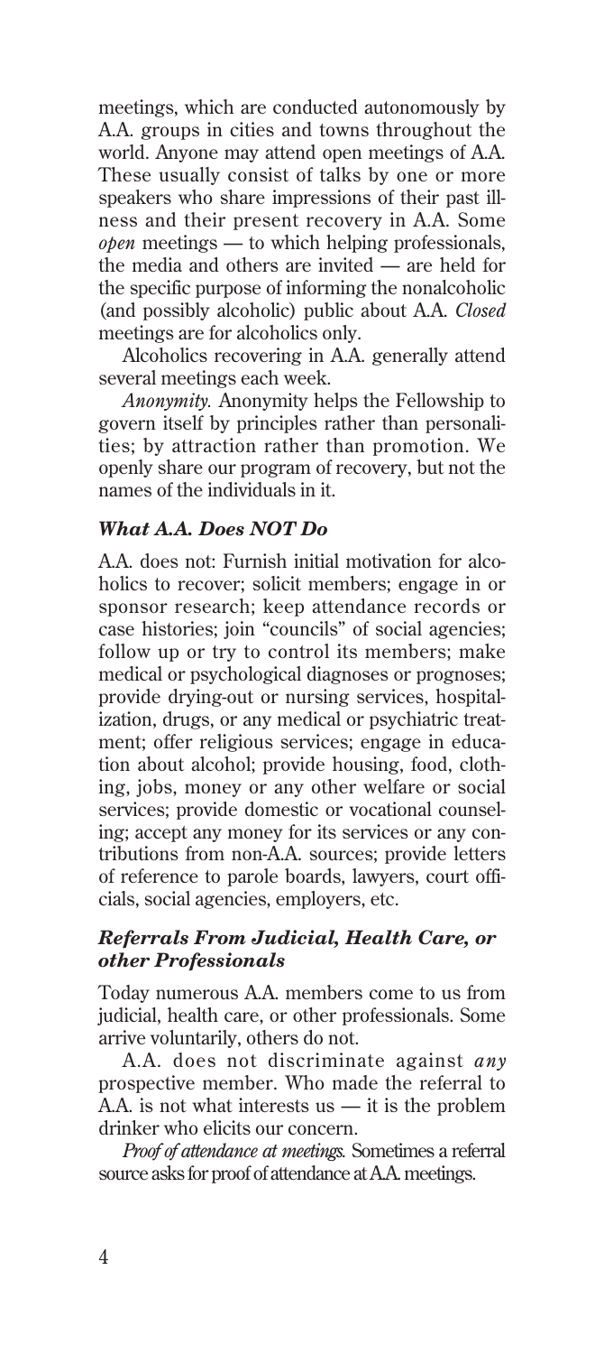meetings, which are conducted autonomously by A.A. groups in cities and towns throughout the world. Anyone may attend open meetings of A.A. These usually consist of talks by one or more speakers who share impressions of their past illness and their present recovery in A.A. Some *open* meetings — to which helping professionals, the media and others are invited — are held for the specific purpose of informing the nonalcoholic (and possibly alcoholic) public about A.A. *Closed* meetings are for alcoholics only.

Alcoholics recovering in A.A. generally attend several meetings each week.

*Anonymity.* Anonymity helps the Fellowship to govern itself by principles rather than personalities; by attraction rather than promotion. We openly share our program of recovery, but not the names of the individuals in it.

### *What A.A. Does NOT Do*

A.A. does not: Furnish initial motivation for alcoholics to recover; solicit members; engage in or sponsor research; keep attendance records or case histories; join "councils" of social agencies; follow up or try to control its members; make medical or psychological diagnoses or prognoses; provide drying-out or nursing services, hospitalization, drugs, or any medical or psychiatric treatment; offer religious services; engage in education about alcohol; provide housing, food, clothing, jobs, money or any other welfare or social services; provide domestic or vocational counseling; accept any money for its services or any contributions from non-A.A. sources; provide letters of reference to parole boards, lawyers, court officials, social agencies, employers, etc.

### *Referrals From Judicial, Health Care, or other Professionals*

Today numerous A.A. members come to us from judicial, health care, or other professionals. Some arrive voluntarily, others do not.

A.A. does not discriminate against *any* prospective member. Who made the referral to A.A. is not what interests us — it is the problem drinker who elicits our concern.

*Proof of attendance at meetings.* Sometimes a referral source asks for proof of attendance at A.A. meetings.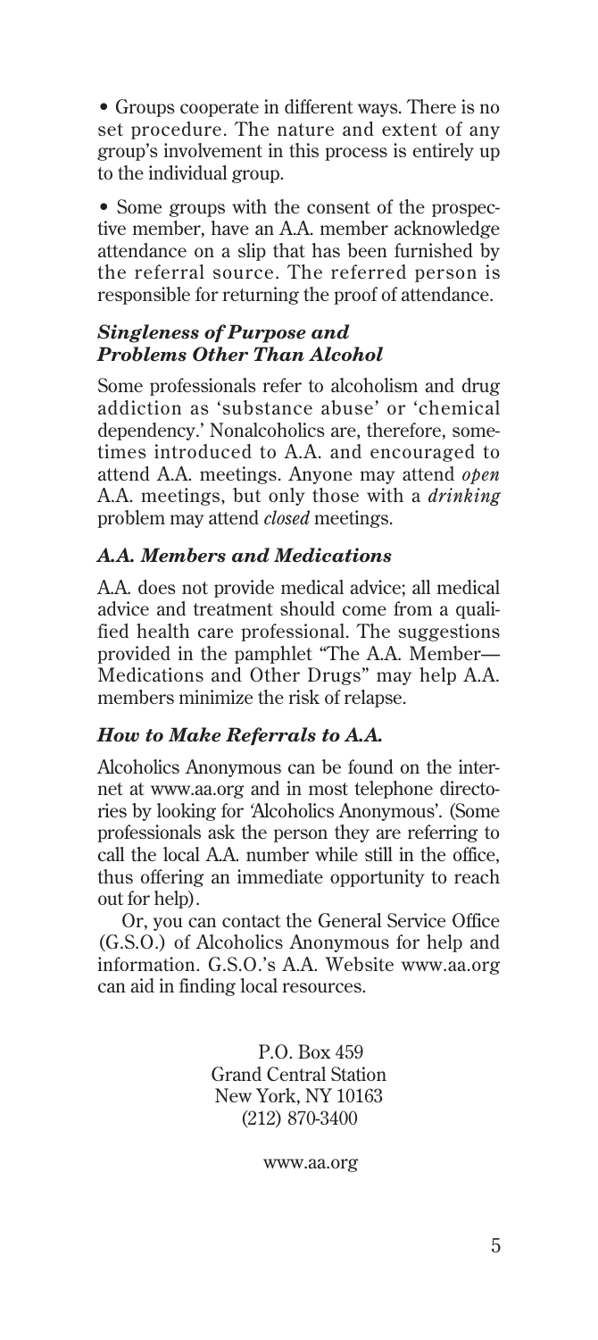- Groups cooperate in different ways. There is no set procedure. The nature and extent of any group's involvement in this process is entirely up to the individual group.

- Some groups with the consent of the prospective member, have an A.A. member acknowledge attendance on a slip that has been furnished by the referral source. The referred person is responsible for returning the proof of attendance.

### *Singleness of Purpose and Problems Other Than Alcohol*

Some professionals refer to alcoholism and drug addiction as 'substance abuse' or 'chemical dependency.' Nonalcoholics are, therefore, sometimes introduced to A.A. and encouraged to attend A.A. meetings. Anyone may attend *open* A.A. meetings, but only those with a *drinking* problem may attend *closed* meetings.

### *A.A. Members and Medications*

A.A. does not provide medical advice; all medical advice and treatment should come from a qualified health care professional. The suggestions provided in the pamphlet "The A.A. Member—Medications and Other Drugs" may help A.A. members minimize the risk of relapse.

### *How to Make Referrals to A.A.*

Alcoholics Anonymous can be found on the internet at www.aa.org and in most telephone directories by looking for 'Alcoholics Anonymous'. (Some professionals ask the person they are referring to call the local A.A. number while still in the office, thus offering an immediate opportunity to reach out for help).

Or, you can contact the General Service Office (G.S.O.) of Alcoholics Anonymous for help and information. G.S.O.'s A.A. Website www.aa.org can aid in finding local resources.

P.O. Box 459
Grand Central Station
New York, NY 10163
(212) 870-3400

www.aa.org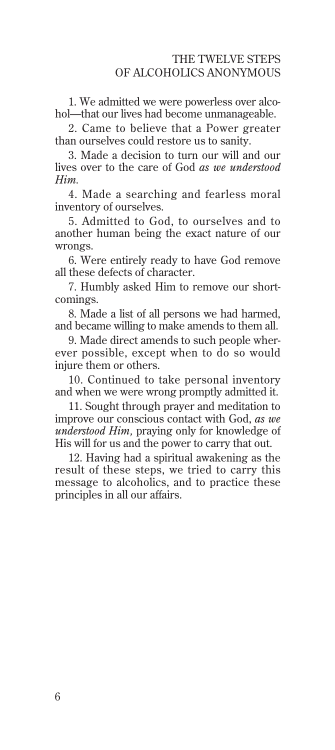# THE TWELVE STEPS OF ALCOHOLICS ANONYMOUS

1. We admitted we were powerless over alcohol—that our lives had become unmanageable.

2. Came to believe that a Power greater than ourselves could restore us to sanity.

3. Made a decision to turn our will and our lives over to the care of God *as we understood Him.*

4. Made a searching and fearless moral inventory of ourselves.

5. Admitted to God, to ourselves and to another human being the exact nature of our wrongs.

6. Were entirely ready to have God remove all these defects of character.

7. Humbly asked Him to remove our shortcomings.

8. Made a list of all persons we had harmed, and became willing to make amends to them all.

9. Made direct amends to such people wherever possible, except when to do so would injure them or others.

10. Continued to take personal inventory and when we were wrong promptly admitted it.

11. Sought through prayer and meditation to improve our conscious contact with God, *as we understood Him,* praying only for knowledge of His will for us and the power to carry that out.

12. Having had a spiritual awakening as the result of these steps, we tried to carry this message to alcoholics, and to practice these principles in all our affairs.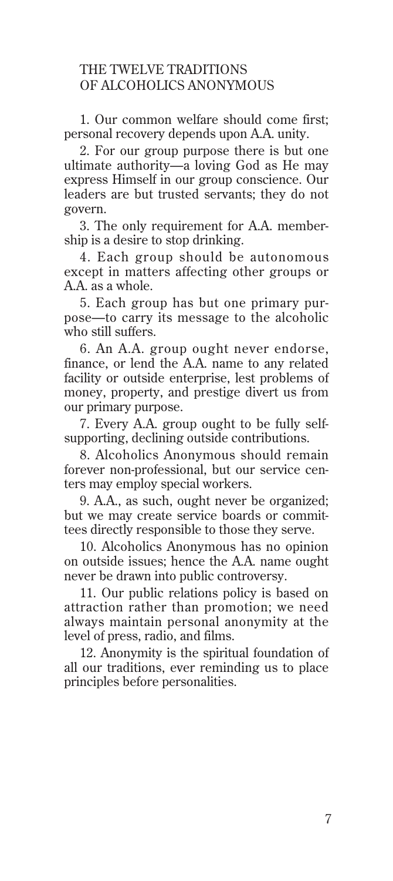## THE TWELVE TRADITIONS OF ALCOHOLICS ANONYMOUS

1. Our common welfare should come first; personal recovery depends upon A.A. unity.

2. For our group purpose there is but one ultimate authority—a loving God as He may express Himself in our group conscience. Our leaders are but trusted servants; they do not govern.

3. The only requirement for A.A. membership is a desire to stop drinking.

4. Each group should be autonomous except in matters affecting other groups or A.A. as a whole.

5. Each group has but one primary purpose—to carry its message to the alcoholic who still suffers.

6. An A.A. group ought never endorse, finance, or lend the A.A. name to any related facility or outside enterprise, lest problems of money, property, and prestige divert us from our primary purpose.

7. Every A.A. group ought to be fully self-supporting, declining outside contributions.

8. Alcoholics Anonymous should remain forever non-professional, but our service centers may employ special workers.

9. A.A., as such, ought never be organized; but we may create service boards or committees directly responsible to those they serve.

10. Alcoholics Anonymous has no opinion on outside issues; hence the A.A. name ought never be drawn into public controversy.

11. Our public relations policy is based on attraction rather than promotion; we need always maintain personal anonymity at the level of press, radio, and films.

12. Anonymity is the spiritual foundation of all our traditions, ever reminding us to place principles before personalities.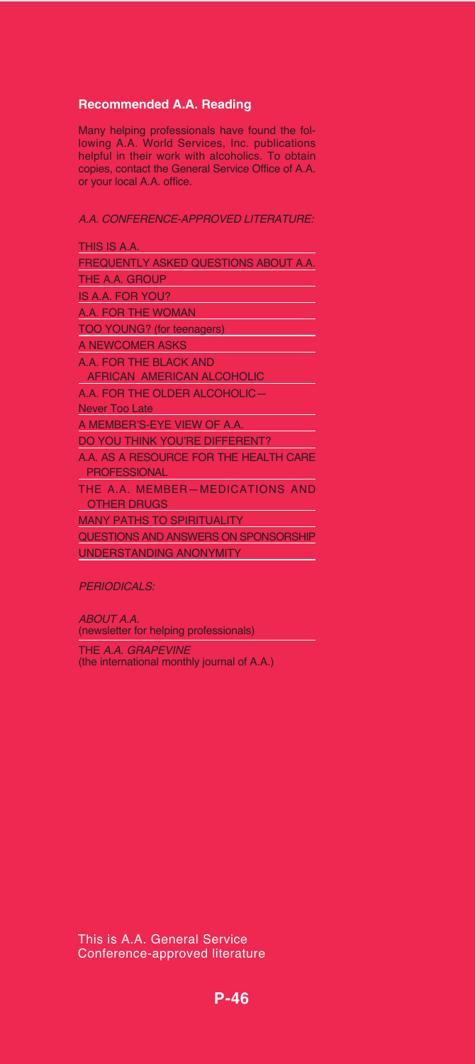## Recommended A.A. Reading

Many helping professionals have found the following A.A. World Services, Inc. publications helpful in their work with alcoholics. To obtain copies, contact the General Service Office of A.A. or your local A.A. office.

*A.A. CONFERENCE-APPROVED LITERATURE:*

- THIS IS A.A.
- FREQUENTLY ASKED QUESTIONS ABOUT A.A.
- THE A.A. GROUP
- IS A.A. FOR YOU?
- A.A. FOR THE WOMAN
- TOO YOUNG? (for teenagers)
- A NEWCOMER ASKS
- A.A. FOR THE BLACK AND AFRICAN AMERICAN ALCOHOLIC
- A.A. FOR THE OLDER ALCOHOLIC—Never Too Late
- A MEMBER'S-EYE VIEW OF A.A.
- DO YOU THINK YOU'RE DIFFERENT?
- A.A. AS A RESOURCE FOR THE HEALTH CARE PROFESSIONAL
- THE A.A. MEMBER—MEDICATIONS AND OTHER DRUGS
- MANY PATHS TO SPIRITUALITY
- QUESTIONS AND ANSWERS ON SPONSORSHIP
- UNDERSTANDING ANONYMITY

*PERIODICALS:*

- *ABOUT A.A.* (newsletter for helping professionals)
- THE *A.A. GRAPEVINE* (the international monthly journal of A.A.)

This is A.A. General Service Conference-approved literature

**P-46**